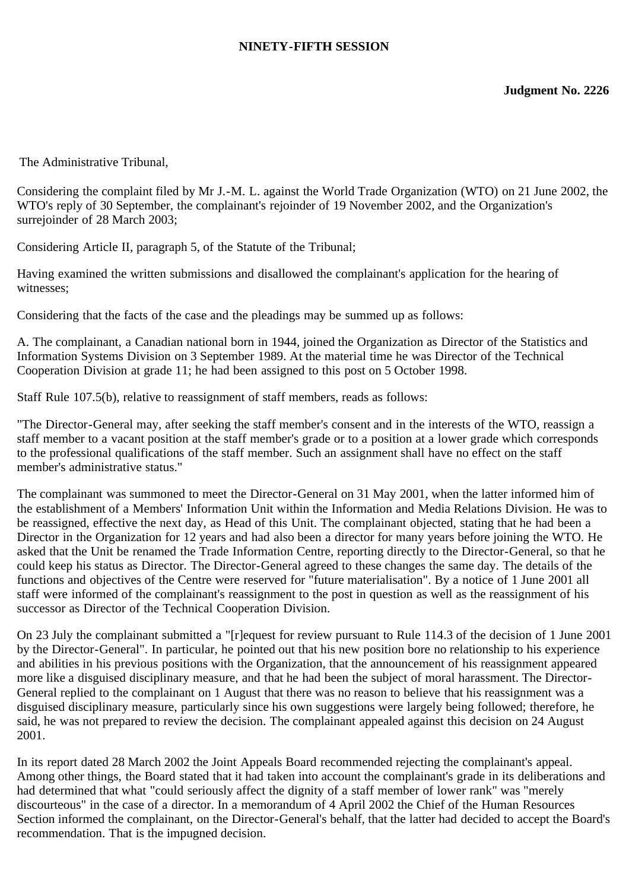**NINETY-FIFTH SESSION**

**Judgment No. 2226**

The Administrative Tribunal,

Considering the complaint filed by Mr J.-M. L. against the World Trade Organization (WTO) on 21 June 2002, the WTO's reply of 30 September, the complainant's rejoinder of 19 November 2002, and the Organization's surrejoinder of 28 March 2003;

Considering Article II, paragraph 5, of the Statute of the Tribunal;

Having examined the written submissions and disallowed the complainant's application for the hearing of witnesses;

Considering that the facts of the case and the pleadings may be summed up as follows:

A. The complainant, a Canadian national born in 1944, joined the Organization as Director of the Statistics and Information Systems Division on 3 September 1989. At the material time he was Director of the Technical Cooperation Division at grade 11; he had been assigned to this post on 5 October 1998.

Staff Rule 107.5(b), relative to reassignment of staff members, reads as follows:

"The Director-General may, after seeking the staff member's consent and in the interests of the WTO, reassign a staff member to a vacant position at the staff member's grade or to a position at a lower grade which corresponds to the professional qualifications of the staff member. Such an assignment shall have no effect on the staff member's administrative status."

The complainant was summoned to meet the Director-General on 31 May 2001, when the latter informed him of the establishment of a Members' Information Unit within the Information and Media Relations Division. He was to be reassigned, effective the next day, as Head of this Unit. The complainant objected, stating that he had been a Director in the Organization for 12 years and had also been a director for many years before joining the WTO. He asked that the Unit be renamed the Trade Information Centre, reporting directly to the Director-General, so that he could keep his status as Director. The Director-General agreed to these changes the same day. The details of the functions and objectives of the Centre were reserved for "future materialisation". By a notice of 1 June 2001 all staff were informed of the complainant's reassignment to the post in question as well as the reassignment of his successor as Director of the Technical Cooperation Division.

On 23 July the complainant submitted a "[r]equest for review pursuant to Rule 114.3 of the decision of 1 June 2001 by the Director-General". In particular, he pointed out that his new position bore no relationship to his experience and abilities in his previous positions with the Organization, that the announcement of his reassignment appeared more like a disguised disciplinary measure, and that he had been the subject of moral harassment. The Director-General replied to the complainant on 1 August that there was no reason to believe that his reassignment was a disguised disciplinary measure, particularly since his own suggestions were largely being followed; therefore, he said, he was not prepared to review the decision. The complainant appealed against this decision on 24 August 2001.

In its report dated 28 March 2002 the Joint Appeals Board recommended rejecting the complainant's appeal. Among other things, the Board stated that it had taken into account the complainant's grade in its deliberations and had determined that what "could seriously affect the dignity of a staff member of lower rank" was "merely discourteous" in the case of a director. In a memorandum of 4 April 2002 the Chief of the Human Resources Section informed the complainant, on the Director-General's behalf, that the latter had decided to accept the Board's recommendation. That is the impugned decision.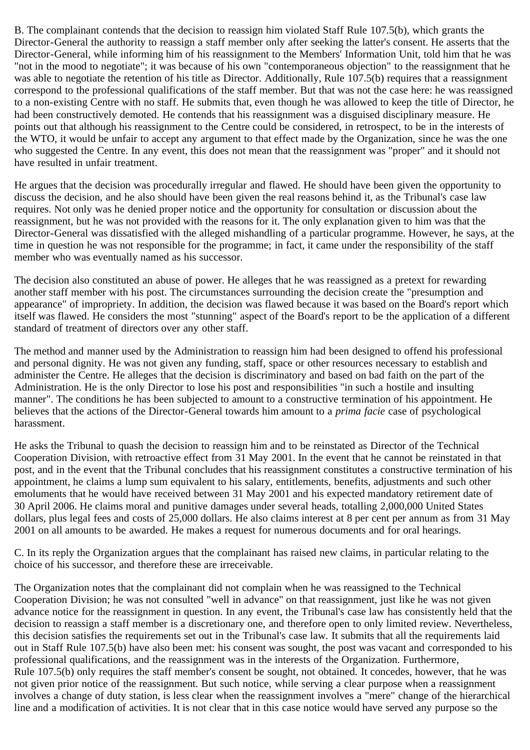B. The complainant contends that the decision to reassign him violated Staff Rule 107.5(b), which grants the Director-General the authority to reassign a staff member only after seeking the latter's consent. He asserts that the Director-General, while informing him of his reassignment to the Members' Information Unit, told him that he was "not in the mood to negotiate"; it was because of his own "contemporaneous objection" to the reassignment that he was able to negotiate the retention of his title as Director. Additionally, Rule 107.5(b) requires that a reassignment correspond to the professional qualifications of the staff member. But that was not the case here: he was reassigned to a non-existing Centre with no staff. He submits that, even though he was allowed to keep the title of Director, he had been constructively demoted. He contends that his reassignment was a disguised disciplinary measure. He points out that although his reassignment to the Centre could be considered, in retrospect, to be in the interests of the WTO, it would be unfair to accept any argument to that effect made by the Organization, since he was the one who suggested the Centre. In any event, this does not mean that the reassignment was "proper" and it should not have resulted in unfair treatment.

He argues that the decision was procedurally irregular and flawed. He should have been given the opportunity to discuss the decision, and he also should have been given the real reasons behind it, as the Tribunal's case law requires. Not only was he denied proper notice and the opportunity for consultation or discussion about the reassignment, but he was not provided with the reasons for it. The only explanation given to him was that the Director-General was dissatisfied with the alleged mishandling of a particular programme. However, he says, at the time in question he was not responsible for the programme; in fact, it came under the responsibility of the staff member who was eventually named as his successor.

The decision also constituted an abuse of power. He alleges that he was reassigned as a pretext for rewarding another staff member with his post. The circumstances surrounding the decision create the "presumption and appearance" of impropriety. In addition, the decision was flawed because it was based on the Board's report which itself was flawed. He considers the most "stunning" aspect of the Board's report to be the application of a different standard of treatment of directors over any other staff.

The method and manner used by the Administration to reassign him had been designed to offend his professional and personal dignity. He was not given any funding, staff, space or other resources necessary to establish and administer the Centre. He alleges that the decision is discriminatory and based on bad faith on the part of the Administration. He is the only Director to lose his post and responsibilities "in such a hostile and insulting manner". The conditions he has been subjected to amount to a constructive termination of his appointment. He believes that the actions of the Director-General towards him amount to a *prima facie* case of psychological harassment.

He asks the Tribunal to quash the decision to reassign him and to be reinstated as Director of the Technical Cooperation Division, with retroactive effect from 31 May 2001. In the event that he cannot be reinstated in that post, and in the event that the Tribunal concludes that his reassignment constitutes a constructive termination of his appointment, he claims a lump sum equivalent to his salary, entitlements, benefits, adjustments and such other emoluments that he would have received between 31 May 2001 and his expected mandatory retirement date of 30 April 2006. He claims moral and punitive damages under several heads, totalling 2,000,000 United States dollars, plus legal fees and costs of 25,000 dollars. He also claims interest at 8 per cent per annum as from 31 May 2001 on all amounts to be awarded. He makes a request for numerous documents and for oral hearings.

C. In its reply the Organization argues that the complainant has raised new claims, in particular relating to the choice of his successor, and therefore these are irreceivable.

The Organization notes that the complainant did not complain when he was reassigned to the Technical Cooperation Division; he was not consulted "well in advance" on that reassignment, just like he was not given advance notice for the reassignment in question. In any event, the Tribunal's case law has consistently held that the decision to reassign a staff member is a discretionary one, and therefore open to only limited review. Nevertheless, this decision satisfies the requirements set out in the Tribunal's case law. It submits that all the requirements laid out in Staff Rule 107.5(b) have also been met: his consent was sought, the post was vacant and corresponded to his professional qualifications, and the reassignment was in the interests of the Organization. Furthermore, Rule 107.5(b) only requires the staff member's consent be sought, not obtained. It concedes, however, that he was not given prior notice of the reassignment. But such notice, while serving a clear purpose when a reassignment involves a change of duty station, is less clear when the reassignment involves a "mere" change of the hierarchical line and a modification of activities. It is not clear that in this case notice would have served any purpose so the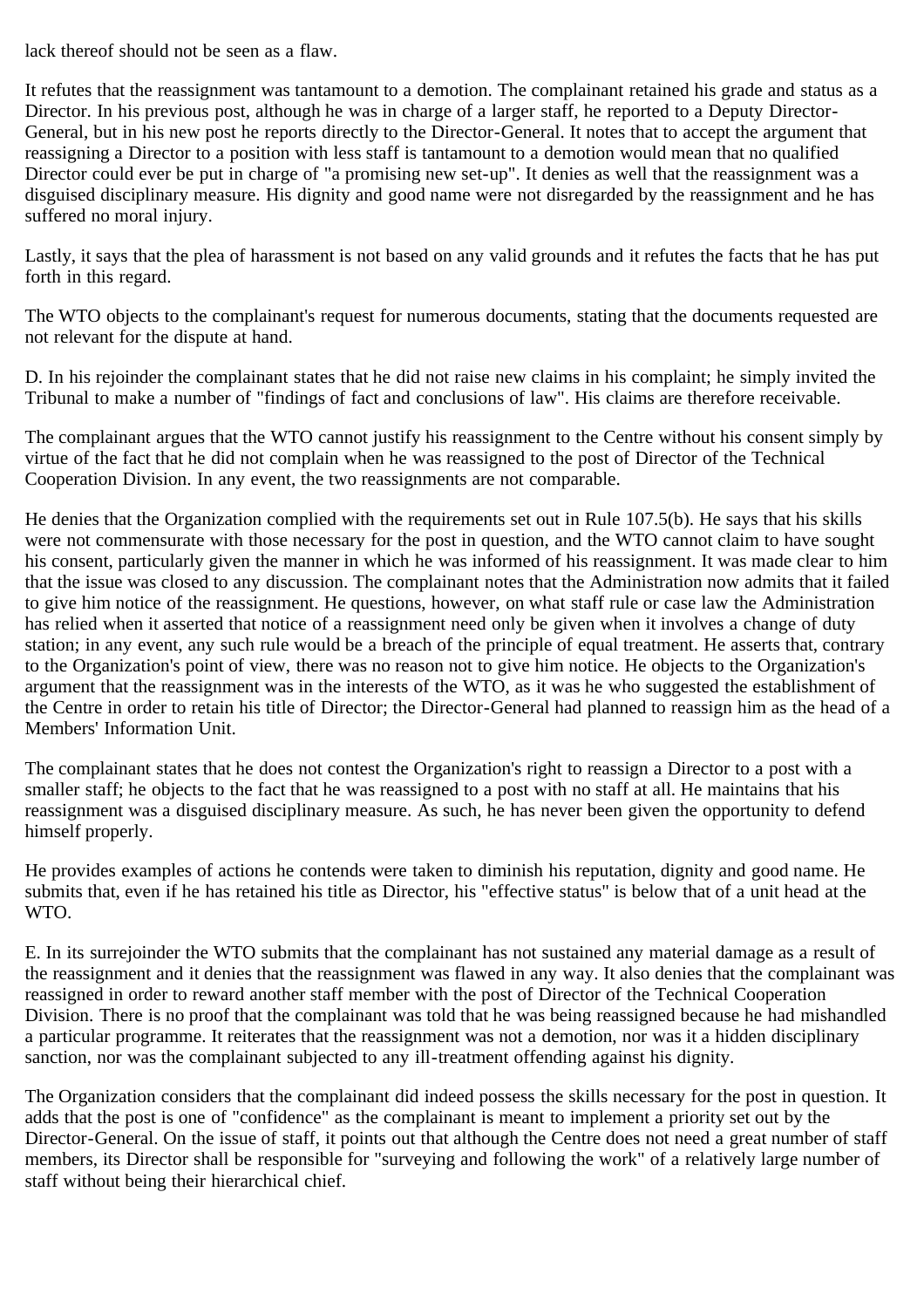lack thereof should not be seen as a flaw.

It refutes that the reassignment was tantamount to a demotion. The complainant retained his grade and status as a Director. In his previous post, although he was in charge of a larger staff, he reported to a Deputy Director-General, but in his new post he reports directly to the Director-General. It notes that to accept the argument that reassigning a Director to a position with less staff is tantamount to a demotion would mean that no qualified Director could ever be put in charge of "a promising new set-up". It denies as well that the reassignment was a disguised disciplinary measure. His dignity and good name were not disregarded by the reassignment and he has suffered no moral injury.

Lastly, it says that the plea of harassment is not based on any valid grounds and it refutes the facts that he has put forth in this regard.

The WTO objects to the complainant's request for numerous documents, stating that the documents requested are not relevant for the dispute at hand.

D. In his rejoinder the complainant states that he did not raise new claims in his complaint; he simply invited the Tribunal to make a number of "findings of fact and conclusions of law". His claims are therefore receivable.

The complainant argues that the WTO cannot justify his reassignment to the Centre without his consent simply by virtue of the fact that he did not complain when he was reassigned to the post of Director of the Technical Cooperation Division. In any event, the two reassignments are not comparable.

He denies that the Organization complied with the requirements set out in Rule 107.5(b). He says that his skills were not commensurate with those necessary for the post in question, and the WTO cannot claim to have sought his consent, particularly given the manner in which he was informed of his reassignment. It was made clear to him that the issue was closed to any discussion. The complainant notes that the Administration now admits that it failed to give him notice of the reassignment. He questions, however, on what staff rule or case law the Administration has relied when it asserted that notice of a reassignment need only be given when it involves a change of duty station; in any event, any such rule would be a breach of the principle of equal treatment. He asserts that, contrary to the Organization's point of view, there was no reason not to give him notice. He objects to the Organization's argument that the reassignment was in the interests of the WTO, as it was he who suggested the establishment of the Centre in order to retain his title of Director; the Director-General had planned to reassign him as the head of a Members' Information Unit.

The complainant states that he does not contest the Organization's right to reassign a Director to a post with a smaller staff; he objects to the fact that he was reassigned to a post with no staff at all. He maintains that his reassignment was a disguised disciplinary measure. As such, he has never been given the opportunity to defend himself properly.

He provides examples of actions he contends were taken to diminish his reputation, dignity and good name. He submits that, even if he has retained his title as Director, his "effective status" is below that of a unit head at the WTO.

E. In its surrejoinder the WTO submits that the complainant has not sustained any material damage as a result of the reassignment and it denies that the reassignment was flawed in any way. It also denies that the complainant was reassigned in order to reward another staff member with the post of Director of the Technical Cooperation Division. There is no proof that the complainant was told that he was being reassigned because he had mishandled a particular programme. It reiterates that the reassignment was not a demotion, nor was it a hidden disciplinary sanction, nor was the complainant subjected to any ill-treatment offending against his dignity.

The Organization considers that the complainant did indeed possess the skills necessary for the post in question. It adds that the post is one of "confidence" as the complainant is meant to implement a priority set out by the Director-General. On the issue of staff, it points out that although the Centre does not need a great number of staff members, its Director shall be responsible for "surveying and following the work" of a relatively large number of staff without being their hierarchical chief.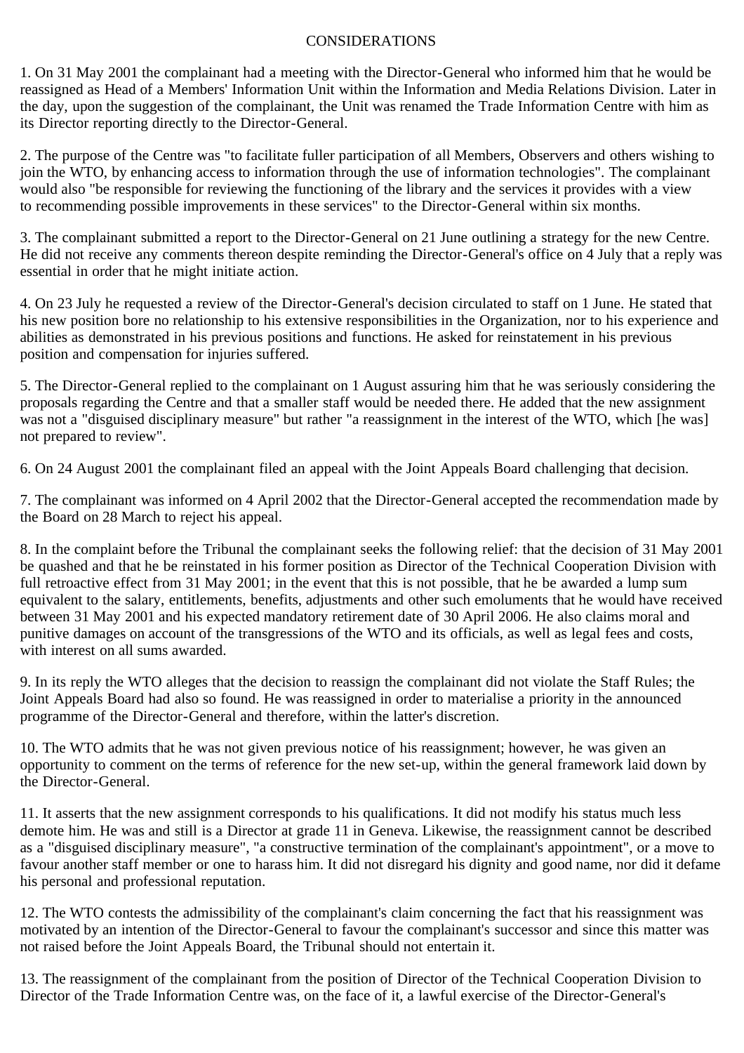CONSIDERATIONS

1. On 31 May 2001 the complainant had a meeting with the Director-General who informed him that he would be reassigned as Head of a Members' Information Unit within the Information and Media Relations Division. Later in the day, upon the suggestion of the complainant, the Unit was renamed the Trade Information Centre with him as its Director reporting directly to the Director-General.

2. The purpose of the Centre was "to facilitate fuller participation of all Members, Observers and others wishing to join the WTO, by enhancing access to information through the use of information technologies". The complainant would also "be responsible for reviewing the functioning of the library and the services it provides with a view to recommending possible improvements in these services" to the Director-General within six months.

3. The complainant submitted a report to the Director-General on 21 June outlining a strategy for the new Centre. He did not receive any comments thereon despite reminding the Director-General's office on 4 July that a reply was essential in order that he might initiate action.

4. On 23 July he requested a review of the Director-General's decision circulated to staff on 1 June. He stated that his new position bore no relationship to his extensive responsibilities in the Organization, nor to his experience and abilities as demonstrated in his previous positions and functions. He asked for reinstatement in his previous position and compensation for injuries suffered.

5. The Director-General replied to the complainant on 1 August assuring him that he was seriously considering the proposals regarding the Centre and that a smaller staff would be needed there. He added that the new assignment was not a "disguised disciplinary measure" but rather "a reassignment in the interest of the WTO, which [he was] not prepared to review".

6. On 24 August 2001 the complainant filed an appeal with the Joint Appeals Board challenging that decision.

7. The complainant was informed on 4 April 2002 that the Director-General accepted the recommendation made by the Board on 28 March to reject his appeal.

8. In the complaint before the Tribunal the complainant seeks the following relief: that the decision of 31 May 2001 be quashed and that he be reinstated in his former position as Director of the Technical Cooperation Division with full retroactive effect from 31 May 2001; in the event that this is not possible, that he be awarded a lump sum equivalent to the salary, entitlements, benefits, adjustments and other such emoluments that he would have received between 31 May 2001 and his expected mandatory retirement date of 30 April 2006. He also claims moral and punitive damages on account of the transgressions of the WTO and its officials, as well as legal fees and costs, with interest on all sums awarded.

9. In its reply the WTO alleges that the decision to reassign the complainant did not violate the Staff Rules; the Joint Appeals Board had also so found. He was reassigned in order to materialise a priority in the announced programme of the Director-General and therefore, within the latter's discretion.

10. The WTO admits that he was not given previous notice of his reassignment; however, he was given an opportunity to comment on the terms of reference for the new set-up, within the general framework laid down by the Director-General.

11. It asserts that the new assignment corresponds to his qualifications. It did not modify his status much less demote him. He was and still is a Director at grade 11 in Geneva. Likewise, the reassignment cannot be described as a "disguised disciplinary measure", "a constructive termination of the complainant's appointment", or a move to favour another staff member or one to harass him. It did not disregard his dignity and good name, nor did it defame his personal and professional reputation.

12. The WTO contests the admissibility of the complainant's claim concerning the fact that his reassignment was motivated by an intention of the Director-General to favour the complainant's successor and since this matter was not raised before the Joint Appeals Board, the Tribunal should not entertain it.

13. The reassignment of the complainant from the position of Director of the Technical Cooperation Division to Director of the Trade Information Centre was, on the face of it, a lawful exercise of the Director-General's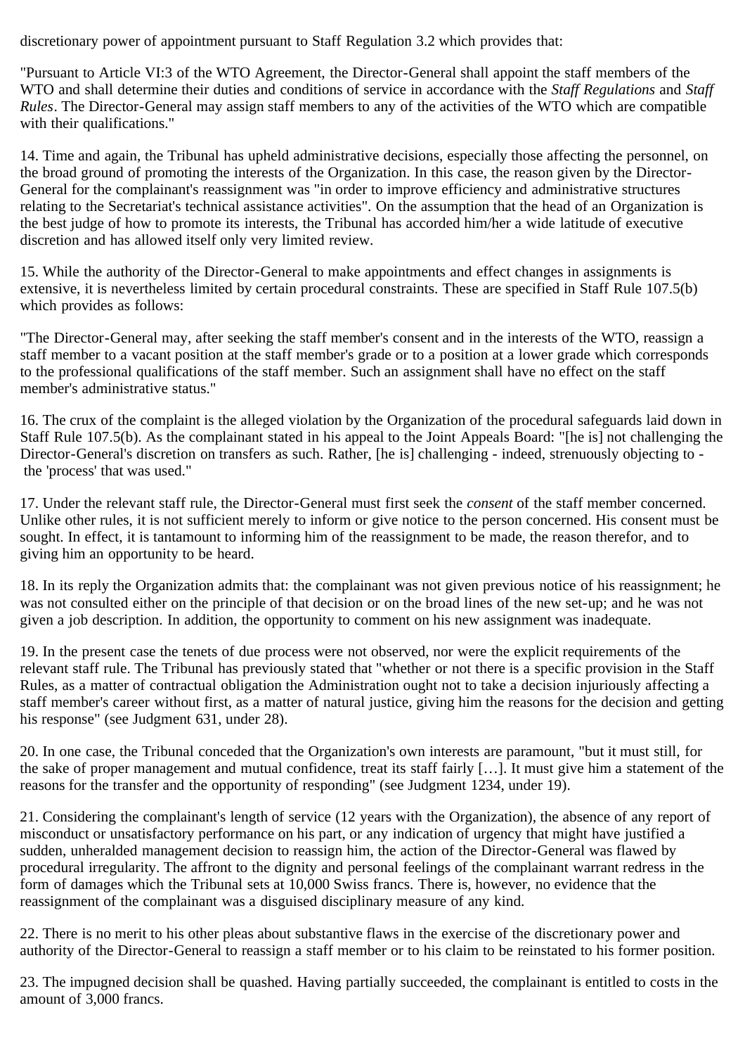discretionary power of appointment pursuant to Staff Regulation 3.2 which provides that:

"Pursuant to Article VI:3 of the WTO Agreement, the Director-General shall appoint the staff members of the WTO and shall determine their duties and conditions of service in accordance with the *Staff Regulations* and *Staff Rules*. The Director-General may assign staff members to any of the activities of the WTO which are compatible with their qualifications."

14. Time and again, the Tribunal has upheld administrative decisions, especially those affecting the personnel, on the broad ground of promoting the interests of the Organization. In this case, the reason given by the Director-General for the complainant's reassignment was "in order to improve efficiency and administrative structures relating to the Secretariat's technical assistance activities". On the assumption that the head of an Organization is the best judge of how to promote its interests, the Tribunal has accorded him/her a wide latitude of executive discretion and has allowed itself only very limited review.

15. While the authority of the Director-General to make appointments and effect changes in assignments is extensive, it is nevertheless limited by certain procedural constraints. These are specified in Staff Rule 107.5(b) which provides as follows:

"The Director-General may, after seeking the staff member's consent and in the interests of the WTO, reassign a staff member to a vacant position at the staff member's grade or to a position at a lower grade which corresponds to the professional qualifications of the staff member. Such an assignment shall have no effect on the staff member's administrative status."

16. The crux of the complaint is the alleged violation by the Organization of the procedural safeguards laid down in Staff Rule 107.5(b). As the complainant stated in his appeal to the Joint Appeals Board: "[he is] not challenging the Director-General's discretion on transfers as such. Rather, [he is] challenging - indeed, strenuously objecting to - the 'process' that was used."

17. Under the relevant staff rule, the Director-General must first seek the *consent* of the staff member concerned. Unlike other rules, it is not sufficient merely to inform or give notice to the person concerned. His consent must be sought. In effect, it is tantamount to informing him of the reassignment to be made, the reason therefor, and to giving him an opportunity to be heard.

18. In its reply the Organization admits that: the complainant was not given previous notice of his reassignment; he was not consulted either on the principle of that decision or on the broad lines of the new set-up; and he was not given a job description. In addition, the opportunity to comment on his new assignment was inadequate.

19. In the present case the tenets of due process were not observed, nor were the explicit requirements of the relevant staff rule. The Tribunal has previously stated that "whether or not there is a specific provision in the Staff Rules, as a matter of contractual obligation the Administration ought not to take a decision injuriously affecting a staff member's career without first, as a matter of natural justice, giving him the reasons for the decision and getting his response" (see Judgment 631, under 28).

20. In one case, the Tribunal conceded that the Organization's own interests are paramount, "but it must still, for the sake of proper management and mutual confidence, treat its staff fairly […]. It must give him a statement of the reasons for the transfer and the opportunity of responding" (see Judgment 1234, under 19).

21. Considering the complainant's length of service (12 years with the Organization), the absence of any report of misconduct or unsatisfactory performance on his part, or any indication of urgency that might have justified a sudden, unheralded management decision to reassign him, the action of the Director-General was flawed by procedural irregularity. The affront to the dignity and personal feelings of the complainant warrant redress in the form of damages which the Tribunal sets at 10,000 Swiss francs. There is, however, no evidence that the reassignment of the complainant was a disguised disciplinary measure of any kind.

22. There is no merit to his other pleas about substantive flaws in the exercise of the discretionary power and authority of the Director-General to reassign a staff member or to his claim to be reinstated to his former position.

23. The impugned decision shall be quashed. Having partially succeeded, the complainant is entitled to costs in the amount of 3,000 francs.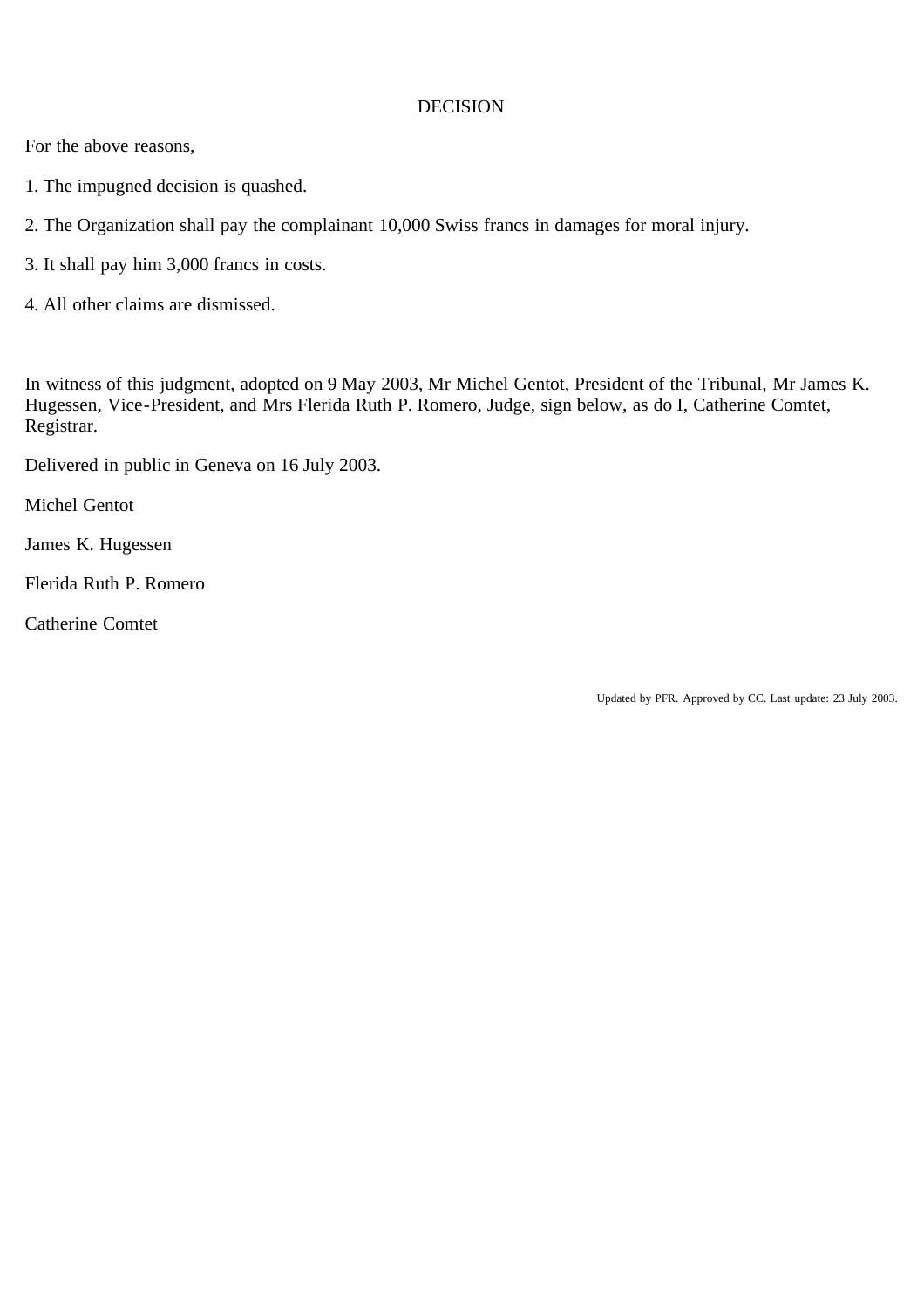DECISION

For the above reasons,

1. The impugned decision is quashed.

2. The Organization shall pay the complainant 10,000 Swiss francs in damages for moral injury.

3. It shall pay him 3,000 francs in costs.

4. All other claims are dismissed.

In witness of this judgment, adopted on 9 May 2003, Mr Michel Gentot, President of the Tribunal, Mr James K. Hugessen, Vice-President, and Mrs Flerida Ruth P. Romero, Judge, sign below, as do I, Catherine Comtet, Registrar.

Delivered in public in Geneva on 16 July 2003.

Michel Gentot

James K. Hugessen

Flerida Ruth P. Romero

Catherine Comtet

Updated by PFR. Approved by CC. Last update: 23 July 2003.